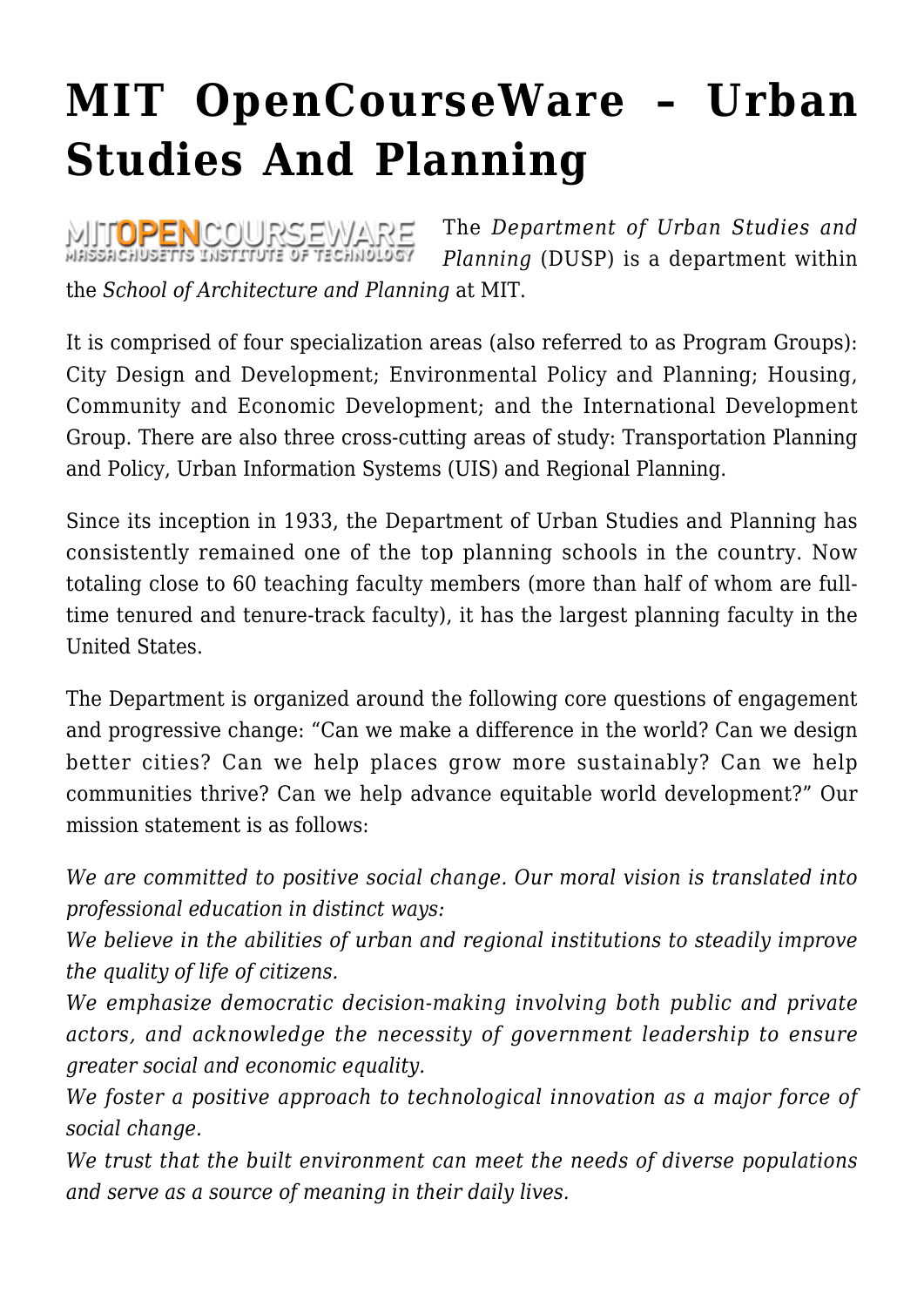# MIT OpenCourseWare – Urban Studies And Planning

The *Department of Urban Studies and Planning* (DUSP) is a department within the *School of Architecture and Planning* at MIT.

It is comprised of four specialization areas (also referred to as Program Groups): City Design and Development; Environmental Policy and Planning; Housing, Community and Economic Development; and the International Development Group. There are also three cross-cutting areas of study: Transportation Planning and Policy, Urban Information Systems (UIS) and Regional Planning.

Since its inception in 1933, the Department of Urban Studies and Planning has consistently remained one of the top planning schools in the country. Now totaling close to 60 teaching faculty members (more than half of whom are full-time tenured and tenure-track faculty), it has the largest planning faculty in the United States.

The Department is organized around the following core questions of engagement and progressive change: "Can we make a difference in the world? Can we design better cities? Can we help places grow more sustainably? Can we help communities thrive? Can we help advance equitable world development?" Our mission statement is as follows:

*We are committed to positive social change. Our moral vision is translated into professional education in distinct ways:*
*We believe in the abilities of urban and regional institutions to steadily improve the quality of life of citizens.*
*We emphasize democratic decision-making involving both public and private actors, and acknowledge the necessity of government leadership to ensure greater social and economic equality.*
*We foster a positive approach to technological innovation as a major force of social change.*
*We trust that the built environment can meet the needs of diverse populations and serve as a source of meaning in their daily lives.*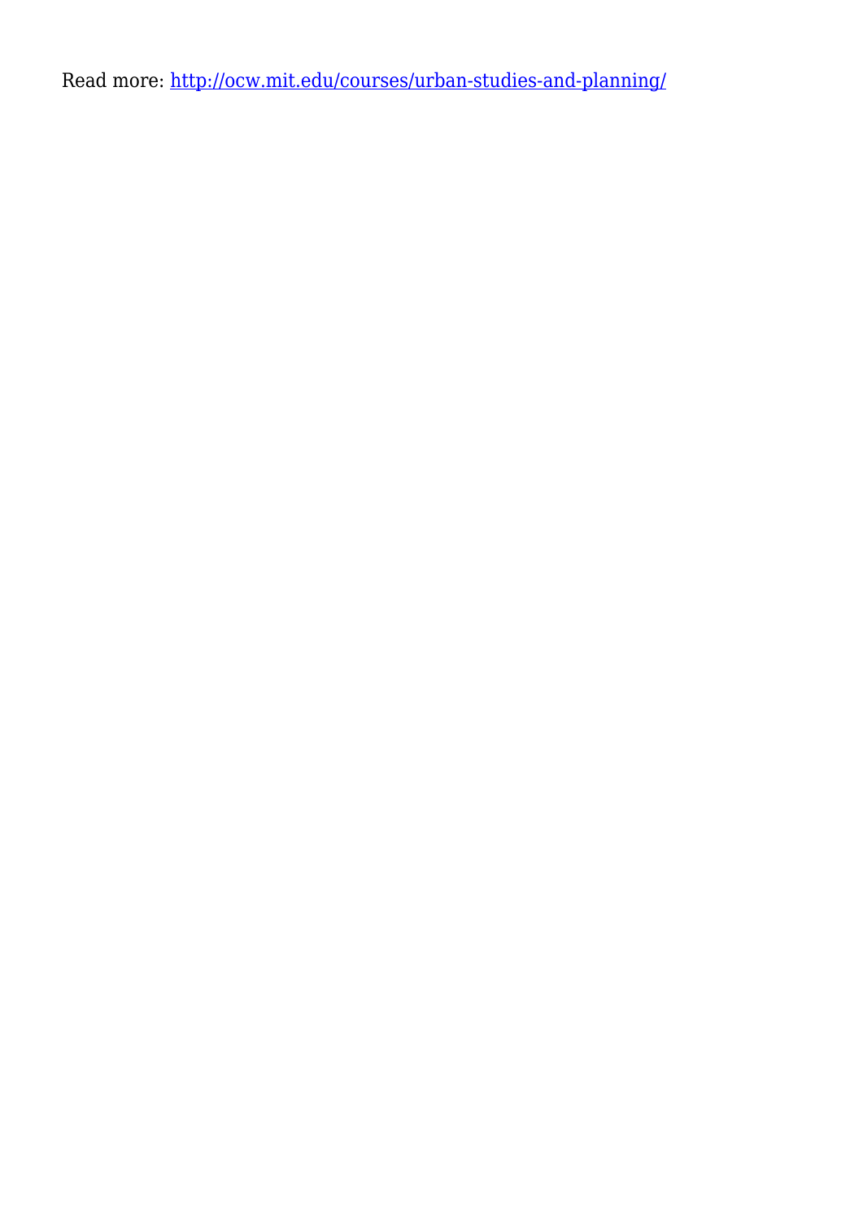Read more: [http://ocw.mit.edu/courses/urban-studies-and-planning/](http://ocw.mit.edu/courses/urban-studies-and-planning/)